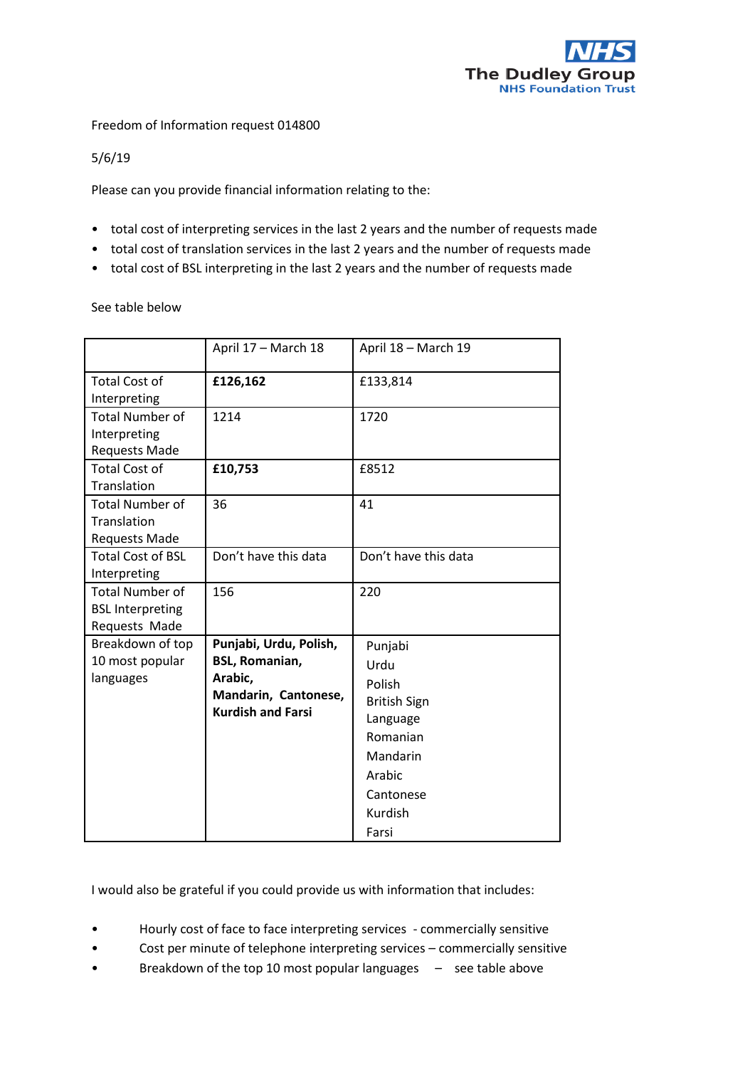The Dudley Group NHS Foundation Trust

Freedom of Information request 014800

5/6/19

Please can you provide financial information relating to the:

- total cost of interpreting services in the last 2 years and the number of requests made
- total cost of translation services in the last 2 years and the number of requests made
- total cost of BSL interpreting in the last 2 years and the number of requests made

See table below

| | April 17 – March 18 | April 18 – March 19 |
|---|---|---|
| Total Cost of Interpreting | **£126,162** | £133,814 |
| Total Number of Interpreting Requests Made | 1214 | 1720 |
| Total Cost of Translation | **£10,753** | £8512 |
| Total Number of Translation Requests Made | 36 | 41 |
| Total Cost of BSL Interpreting | Don't have this data | Don't have this data |
| Total Number of BSL Interpreting Requests Made | 156 | 220 |
| Breakdown of top 10 most popular languages | **Punjabi, Urdu, Polish, BSL, Romanian, Arabic, Mandarin, Cantonese, Kurdish and Farsi** | Punjabi<br>Urdu<br>Polish<br>British Sign Language<br>Romanian<br>Mandarin<br>Arabic<br>Cantonese<br>Kurdish<br>Farsi |

I would also be grateful if you could provide us with information that includes:

- Hourly cost of face to face interpreting services - commercially sensitive
- Cost per minute of telephone interpreting services – commercially sensitive
- Breakdown of the top 10 most popular languages – see table above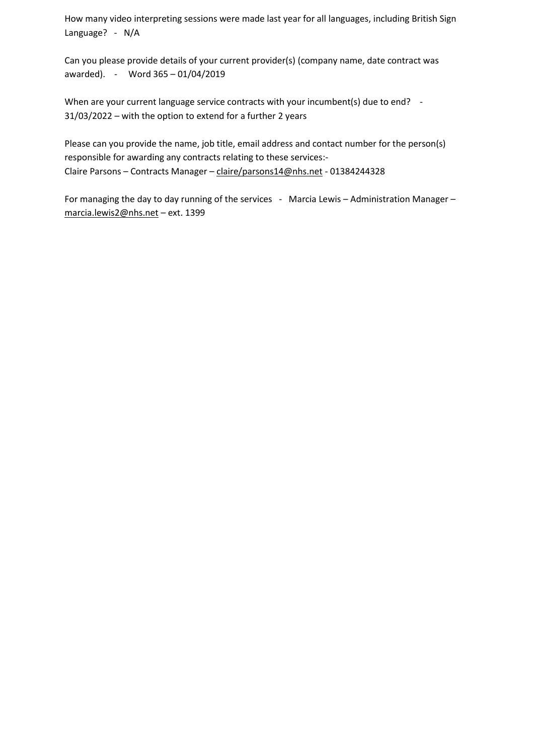How many video interpreting sessions were made last year for all languages, including British Sign Language? - N/A

Can you please provide details of your current provider(s) (company name, date contract was awarded). - Word 365 – 01/04/2019

When are your current language service contracts with your incumbent(s) due to end? - 31/03/2022 – with the option to extend for a further 2 years

Please can you provide the name, job title, email address and contact number for the person(s) responsible for awarding any contracts relating to these services:-
Claire Parsons – Contracts Manager – claire/parsons14@nhs.net - 01384244328

For managing the day to day running of the services - Marcia Lewis – Administration Manager – marcia.lewis2@nhs.net – ext. 1399